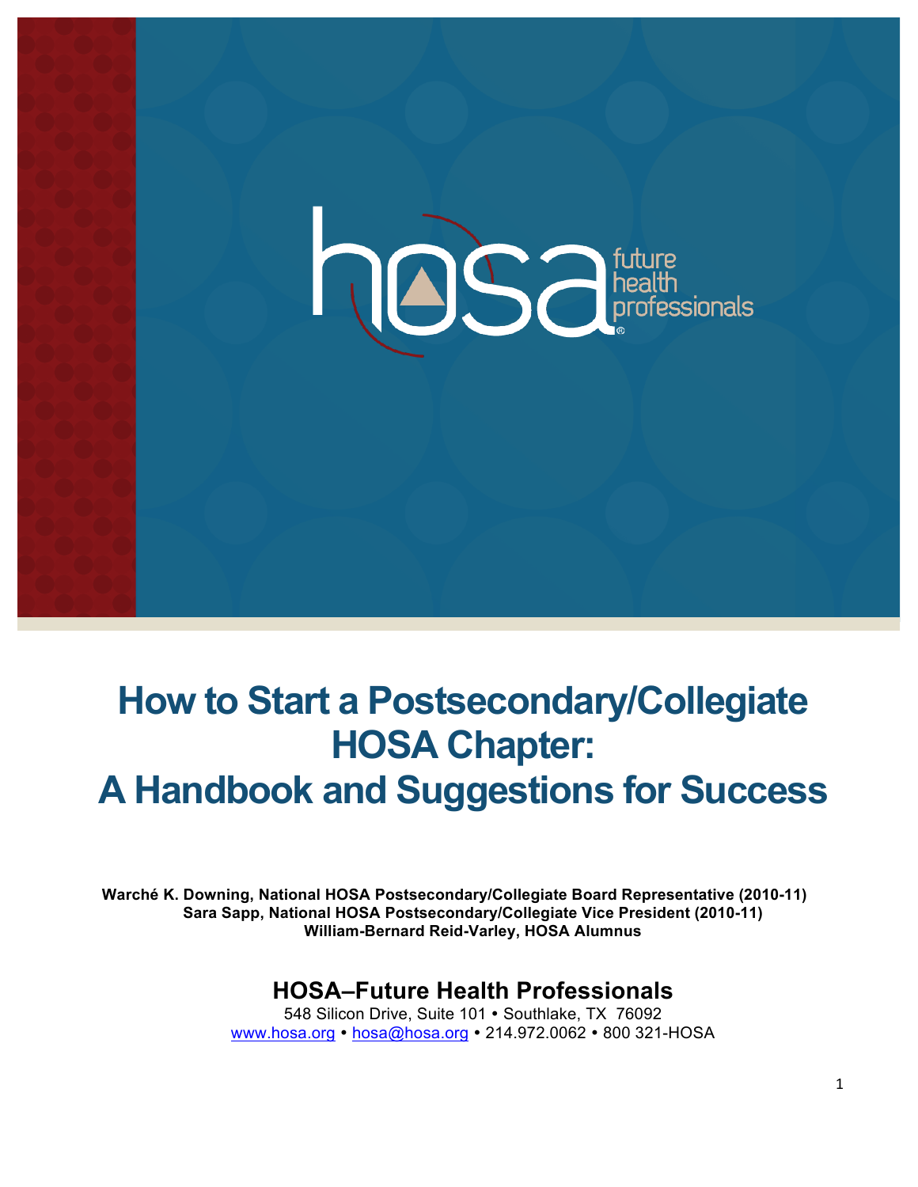# How to Start a Postsecondary/Collegiate HOSA Chapter: A Handbook and Suggestions for Success

**Warché K. Downing, National HOSA Postsecondary/Collegiate Board Representative (2010-11)**
**Sara Sapp, National HOSA Postsecondary/Collegiate Vice President (2010-11)**
**William-Bernard Reid-Varley, HOSA Alumnus**

## HOSA–Future Health Professionals

548 Silicon Drive, Suite 101 • Southlake, TX 76092
www.hosa.org • hosa@hosa.org • 214.972.0062 • 800 321-HOSA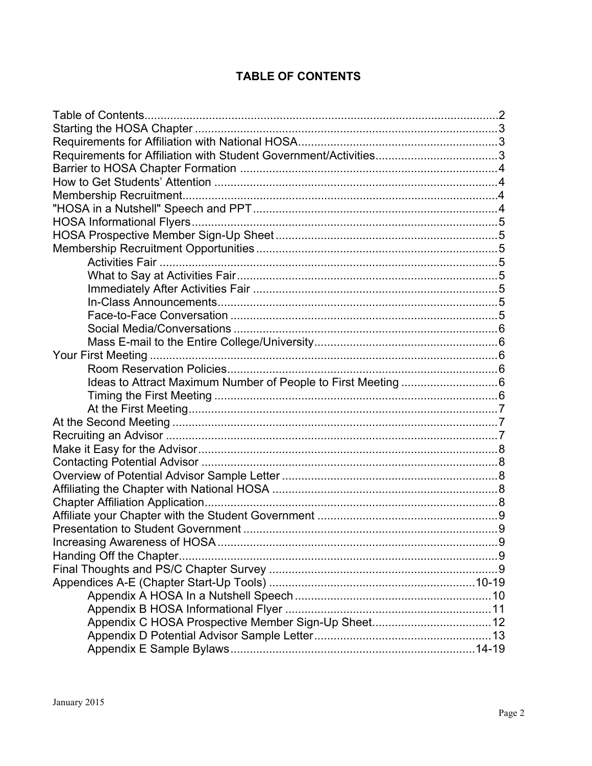# TABLE OF CONTENTS

Table of Contents....................................................................................................2
Starting the HOSA Chapter ....................................................................................3
Requirements for Affiliation with National HOSA.....................................................3
Requirements for Affiliation with Student Government/Activities.............................3
Barrier to HOSA Chapter Formation .......................................................................4
How to Get Students' Attention ...............................................................................4
Membership Recruitment.........................................................................................4
"HOSA in a Nutshell" Speech and PPT....................................................................4
HOSA Informational Flyers.......................................................................................5
HOSA Prospective Member Sign-Up Sheet.............................................................5
Membership Recruitment Opportunities...................................................................5
- Activities Fair ...............................................................................................5
- What to Say at Activities Fair........................................................................5
- Immediately After Activities Fair ...................................................................5
- In-Class Announcements..............................................................................5
- Face-to-Face Conversation ..........................................................................5
- Social Media/Conversations .........................................................................6
- Mass E-mail to the Entire College/University................................................6

Your First Meeting ...................................................................................................6
- Room Reservation Policies...........................................................................6
- Ideas to Attract Maximum Number of People to First Meeting .....................6
- Timing the First Meeting ...............................................................................6
- At the First Meeting.......................................................................................7

At the Second Meeting ............................................................................................7
Recruiting an Advisor ..............................................................................................7
Make it Easy for the Advisor.....................................................................................8
Contacting Potential Advisor ....................................................................................8
Overview of Potential Advisor Sample Letter ...........................................................8
Affiliating the Chapter with National HOSA ..............................................................8
Chapter Affiliation Application...................................................................................8
Affiliate your Chapter with the Student Government ................................................9
Presentation to Student Government .......................................................................9
Increasing Awareness of HOSA...............................................................................9
Handing Off the Chapter...........................................................................................9
Final Thoughts and PS/C Chapter Survey ...............................................................9
Appendices A-E (Chapter Start-Up Tools) ........................................................10-19
- Appendix A HOSA In a Nutshell Speech ....................................................10
- Appendix B HOSA Informational Flyer .......................................................11
- Appendix C HOSA Prospective Member Sign-Up Sheet............................12
- Appendix D Potential Advisor Sample Letter..............................................13
- Appendix E Sample Bylaws..................................................................14-19

January 2015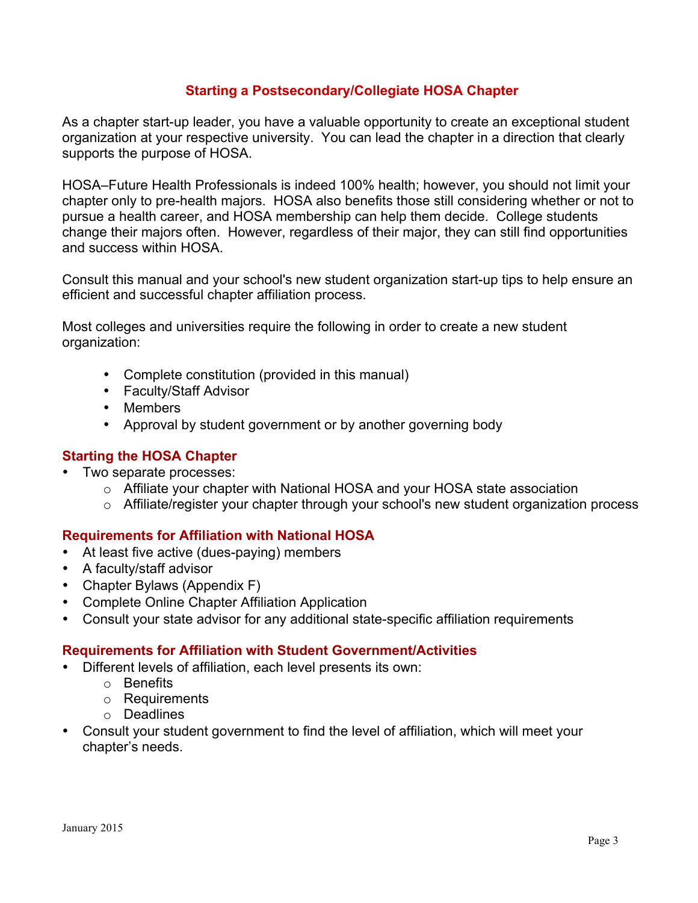# Starting a Postsecondary/Collegiate HOSA Chapter

As a chapter start-up leader, you have a valuable opportunity to create an exceptional student organization at your respective university. You can lead the chapter in a direction that clearly supports the purpose of HOSA.

HOSA–Future Health Professionals is indeed 100% health; however, you should not limit your chapter only to pre-health majors. HOSA also benefits those still considering whether or not to pursue a health career, and HOSA membership can help them decide. College students change their majors often. However, regardless of their major, they can still find opportunities and success within HOSA.

Consult this manual and your school's new student organization start-up tips to help ensure an efficient and successful chapter affiliation process.

Most colleges and universities require the following in order to create a new student organization:

- Complete constitution (provided in this manual)
- Faculty/Staff Advisor
- Members
- Approval by student government or by another governing body

## Starting the HOSA Chapter

- Two separate processes:
  - Affiliate your chapter with National HOSA and your HOSA state association
  - Affiliate/register your chapter through your school's new student organization process

## Requirements for Affiliation with National HOSA

- At least five active (dues-paying) members
- A faculty/staff advisor
- Chapter Bylaws (Appendix F)
- Complete Online Chapter Affiliation Application
- Consult your state advisor for any additional state-specific affiliation requirements

## Requirements for Affiliation with Student Government/Activities

- Different levels of affiliation, each level presents its own:
  - Benefits
  - Requirements
  - Deadlines
- Consult your student government to find the level of affiliation, which will meet your chapter's needs.

January 2015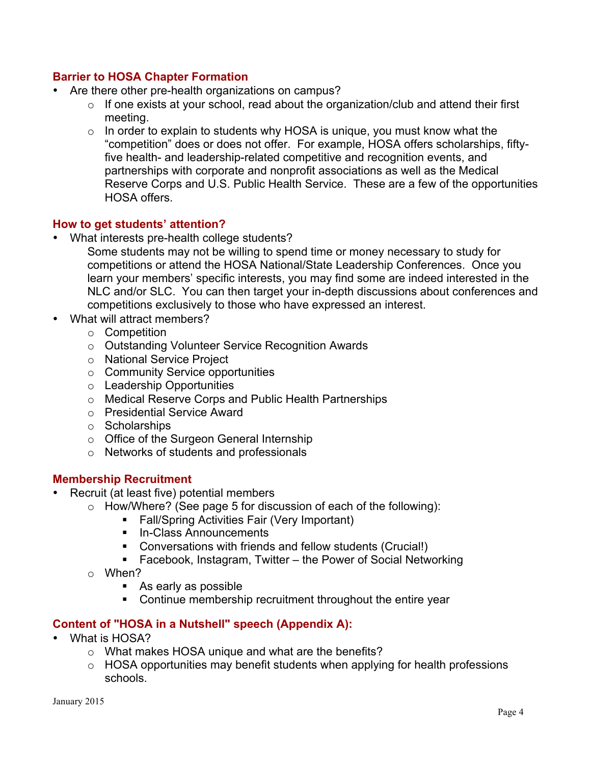### Barrier to HOSA Chapter Formation

- Are there other pre-health organizations on campus?
  - If one exists at your school, read about the organization/club and attend their first meeting.
  - In order to explain to students why HOSA is unique, you must know what the "competition" does or does not offer. For example, HOSA offers scholarships, fifty-five health- and leadership-related competitive and recognition events, and partnerships with corporate and nonprofit associations as well as the Medical Reserve Corps and U.S. Public Health Service. These are a few of the opportunities HOSA offers.

### How to get students' attention?

- What interests pre-health college students?

  Some students may not be willing to spend time or money necessary to study for competitions or attend the HOSA National/State Leadership Conferences. Once you learn your members' specific interests, you may find some are indeed interested in the NLC and/or SLC. You can then target your in-depth discussions about conferences and competitions exclusively to those who have expressed an interest.
- What will attract members?
  - Competition
  - Outstanding Volunteer Service Recognition Awards
  - National Service Project
  - Community Service opportunities
  - Leadership Opportunities
  - Medical Reserve Corps and Public Health Partnerships
  - Presidential Service Award
  - Scholarships
  - Office of the Surgeon General Internship
  - Networks of students and professionals

### Membership Recruitment

- Recruit (at least five) potential members
  - How/Where? (See page 5 for discussion of each of the following):
    - Fall/Spring Activities Fair (Very Important)
    - In-Class Announcements
    - Conversations with friends and fellow students (Crucial!)
    - Facebook, Instagram, Twitter – the Power of Social Networking
  - When?
    - As early as possible
    - Continue membership recruitment throughout the entire year

### Content of "HOSA in a Nutshell" speech (Appendix A):

- What is HOSA?
  - What makes HOSA unique and what are the benefits?
  - HOSA opportunities may benefit students when applying for health professions schools.

January 2015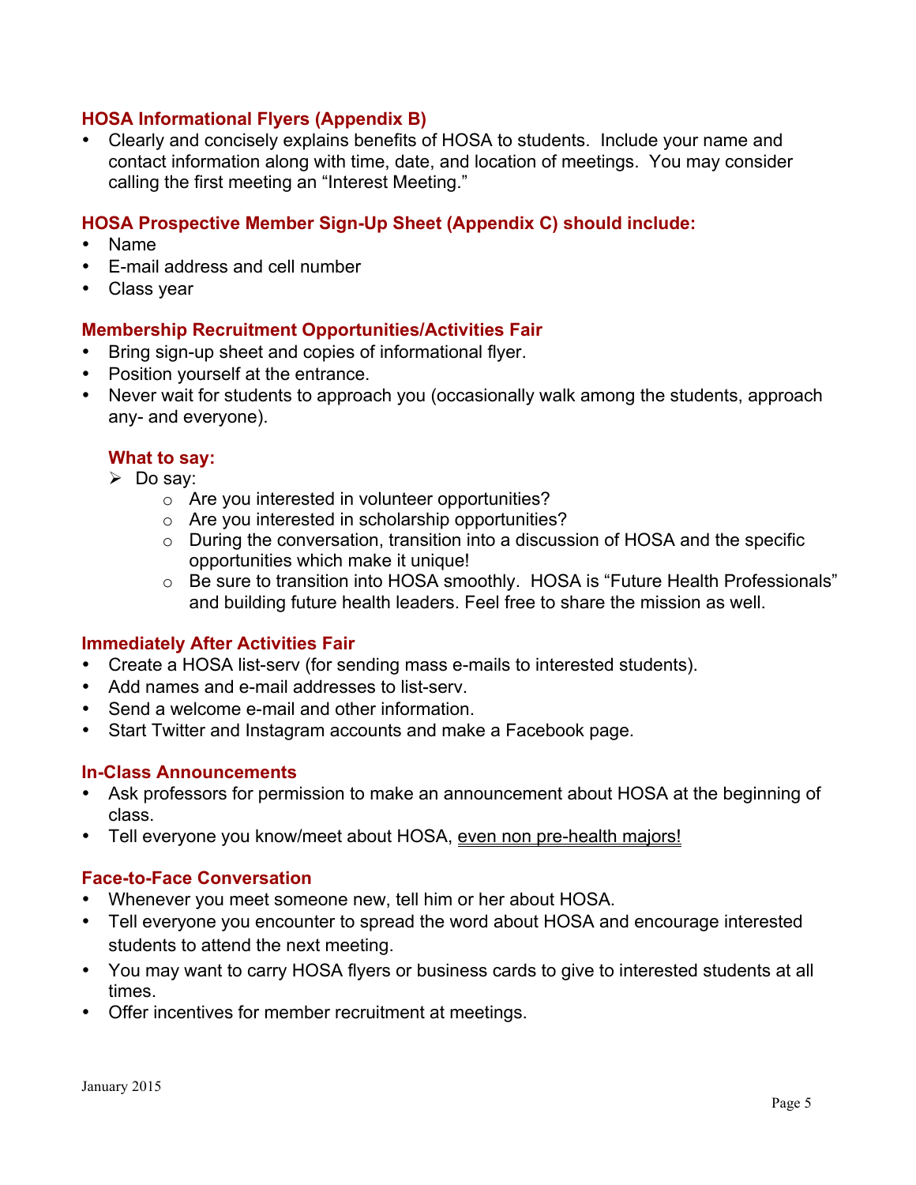### HOSA Informational Flyers (Appendix B)

- Clearly and concisely explains benefits of HOSA to students. Include your name and contact information along with time, date, and location of meetings. You may consider calling the first meeting an "Interest Meeting."

### HOSA Prospective Member Sign-Up Sheet (Appendix C) should include:

- Name
- E-mail address and cell number
- Class year

### Membership Recruitment Opportunities/Activities Fair

- Bring sign-up sheet and copies of informational flyer.
- Position yourself at the entrance.
- Never wait for students to approach you (occasionally walk among the students, approach any- and everyone).

#### What to say:

- Do say:
  - Are you interested in volunteer opportunities?
  - Are you interested in scholarship opportunities?
  - During the conversation, transition into a discussion of HOSA and the specific opportunities which make it unique!
  - Be sure to transition into HOSA smoothly. HOSA is "Future Health Professionals" and building future health leaders. Feel free to share the mission as well.

### Immediately After Activities Fair

- Create a HOSA list-serv (for sending mass e-mails to interested students).
- Add names and e-mail addresses to list-serv.
- Send a welcome e-mail and other information.
- Start Twitter and Instagram accounts and make a Facebook page.

### In-Class Announcements

- Ask professors for permission to make an announcement about HOSA at the beginning of class.
- Tell everyone you know/meet about HOSA, <u>even non pre-health majors!</u>

### Face-to-Face Conversation

- Whenever you meet someone new, tell him or her about HOSA.
- Tell everyone you encounter to spread the word about HOSA and encourage interested students to attend the next meeting.
- You may want to carry HOSA flyers or business cards to give to interested students at all times.
- Offer incentives for member recruitment at meetings.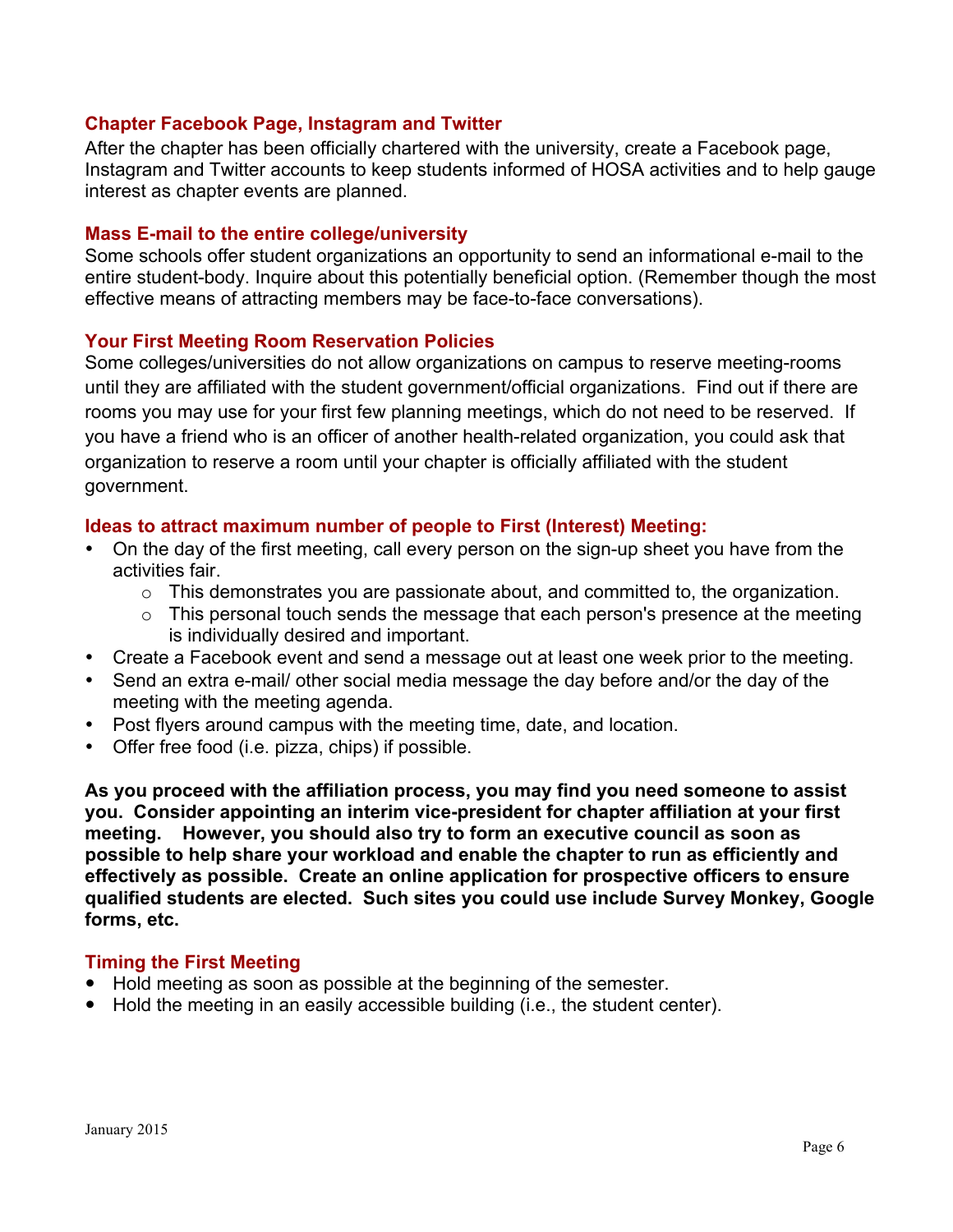### Chapter Facebook Page, Instagram and Twitter

After the chapter has been officially chartered with the university, create a Facebook page, Instagram and Twitter accounts to keep students informed of HOSA activities and to help gauge interest as chapter events are planned.

### Mass E-mail to the entire college/university

Some schools offer student organizations an opportunity to send an informational e-mail to the entire student-body. Inquire about this potentially beneficial option. (Remember though the most effective means of attracting members may be face-to-face conversations).

### Your First Meeting Room Reservation Policies

Some colleges/universities do not allow organizations on campus to reserve meeting-rooms until they are affiliated with the student government/official organizations. Find out if there are rooms you may use for your first few planning meetings, which do not need to be reserved. If you have a friend who is an officer of another health-related organization, you could ask that organization to reserve a room until your chapter is officially affiliated with the student government.

### Ideas to attract maximum number of people to First (Interest) Meeting:

- On the day of the first meeting, call every person on the sign-up sheet you have from the activities fair.
  - This demonstrates you are passionate about, and committed to, the organization.
  - This personal touch sends the message that each person's presence at the meeting is individually desired and important.
- Create a Facebook event and send a message out at least one week prior to the meeting.
- Send an extra e-mail/ other social media message the day before and/or the day of the meeting with the meeting agenda.
- Post flyers around campus with the meeting time, date, and location.
- Offer free food (i.e. pizza, chips) if possible.

**As you proceed with the affiliation process, you may find you need someone to assist you. Consider appointing an interim vice-president for chapter affiliation at your first meeting. However, you should also try to form an executive council as soon as possible to help share your workload and enable the chapter to run as efficiently and effectively as possible. Create an online application for prospective officers to ensure qualified students are elected. Such sites you could use include Survey Monkey, Google forms, etc.**

### Timing the First Meeting

- Hold meeting as soon as possible at the beginning of the semester.
- Hold the meeting in an easily accessible building (i.e., the student center).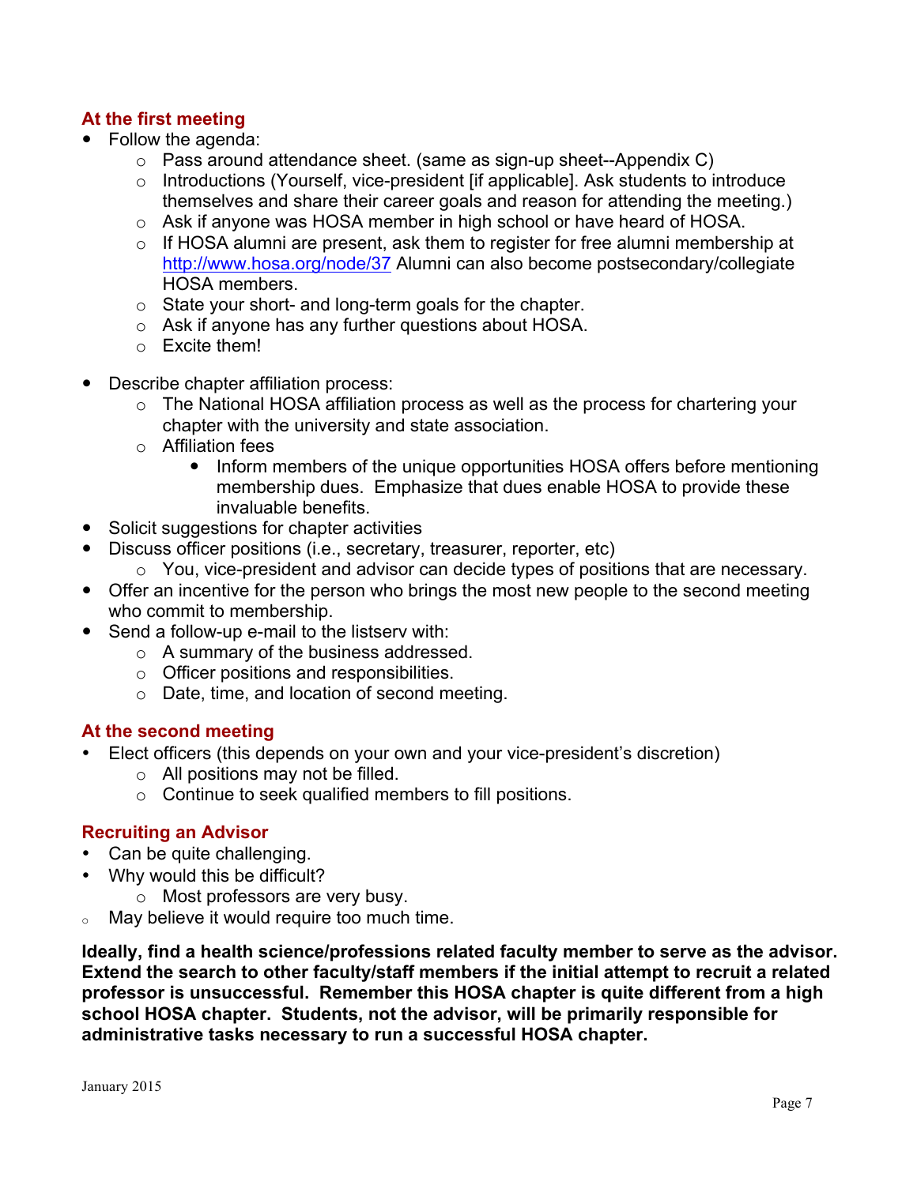### At the first meeting

- Follow the agenda:
  - Pass around attendance sheet. (same as sign-up sheet--Appendix C)
  - Introductions (Yourself, vice-president [if applicable]. Ask students to introduce themselves and share their career goals and reason for attending the meeting.)
  - Ask if anyone was HOSA member in high school or have heard of HOSA.
  - If HOSA alumni are present, ask them to register for free alumni membership at http://www.hosa.org/node/37 Alumni can also become postsecondary/collegiate HOSA members.
  - State your short- and long-term goals for the chapter.
  - Ask if anyone has any further questions about HOSA.
  - Excite them!

- Describe chapter affiliation process:
  - The National HOSA affiliation process as well as the process for chartering your chapter with the university and state association.
  - Affiliation fees
    - Inform members of the unique opportunities HOSA offers before mentioning membership dues. Emphasize that dues enable HOSA to provide these invaluable benefits.
- Solicit suggestions for chapter activities
- Discuss officer positions (i.e., secretary, treasurer, reporter, etc)
  - You, vice-president and advisor can decide types of positions that are necessary.
- Offer an incentive for the person who brings the most new people to the second meeting who commit to membership.
- Send a follow-up e-mail to the listserv with:
  - A summary of the business addressed.
  - Officer positions and responsibilities.
  - Date, time, and location of second meeting.

### At the second meeting

- Elect officers (this depends on your own and your vice-president's discretion)
  - All positions may not be filled.
  - Continue to seek qualified members to fill positions.

### Recruiting an Advisor

- Can be quite challenging.
- Why would this be difficult?
  - Most professors are very busy.
- May believe it would require too much time.

**Ideally, find a health science/professions related faculty member to serve as the advisor. Extend the search to other faculty/staff members if the initial attempt to recruit a related professor is unsuccessful. Remember this HOSA chapter is quite different from a high school HOSA chapter. Students, not the advisor, will be primarily responsible for administrative tasks necessary to run a successful HOSA chapter.**

January 2015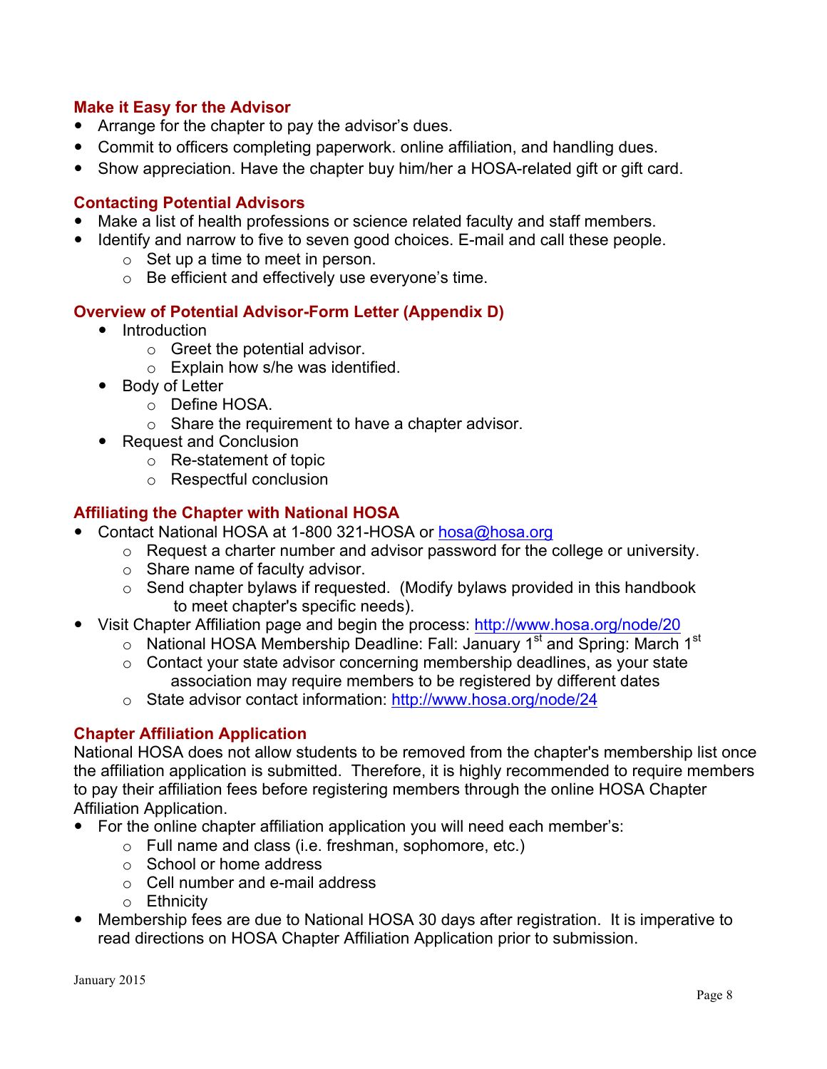### Make it Easy for the Advisor

- Arrange for the chapter to pay the advisor's dues.
- Commit to officers completing paperwork. online affiliation, and handling dues.
- Show appreciation. Have the chapter buy him/her a HOSA-related gift or gift card.

### Contacting Potential Advisors

- Make a list of health professions or science related faculty and staff members.
- Identify and narrow to five to seven good choices. E-mail and call these people.
  - Set up a time to meet in person.
  - Be efficient and effectively use everyone's time.

### Overview of Potential Advisor-Form Letter (Appendix D)

- Introduction
  - Greet the potential advisor.
  - Explain how s/he was identified.
- Body of Letter
  - Define HOSA.
  - Share the requirement to have a chapter advisor.
- Request and Conclusion
  - Re-statement of topic
  - Respectful conclusion

### Affiliating the Chapter with National HOSA

- Contact National HOSA at 1-800 321-HOSA or hosa@hosa.org
  - Request a charter number and advisor password for the college or university.
  - Share name of faculty advisor.
  - Send chapter bylaws if requested. (Modify bylaws provided in this handbook to meet chapter's specific needs).
- Visit Chapter Affiliation page and begin the process: http://www.hosa.org/node/20
  - National HOSA Membership Deadline: Fall: January 1st and Spring: March 1st
  - Contact your state advisor concerning membership deadlines, as your state association may require members to be registered by different dates
  - State advisor contact information: http://www.hosa.org/node/24

### Chapter Affiliation Application

National HOSA does not allow students to be removed from the chapter's membership list once the affiliation application is submitted. Therefore, it is highly recommended to require members to pay their affiliation fees before registering members through the online HOSA Chapter Affiliation Application.

- For the online chapter affiliation application you will need each member's:
  - Full name and class (i.e. freshman, sophomore, etc.)
  - School or home address
  - Cell number and e-mail address
  - Ethnicity
- Membership fees are due to National HOSA 30 days after registration. It is imperative to read directions on HOSA Chapter Affiliation Application prior to submission.

January 2015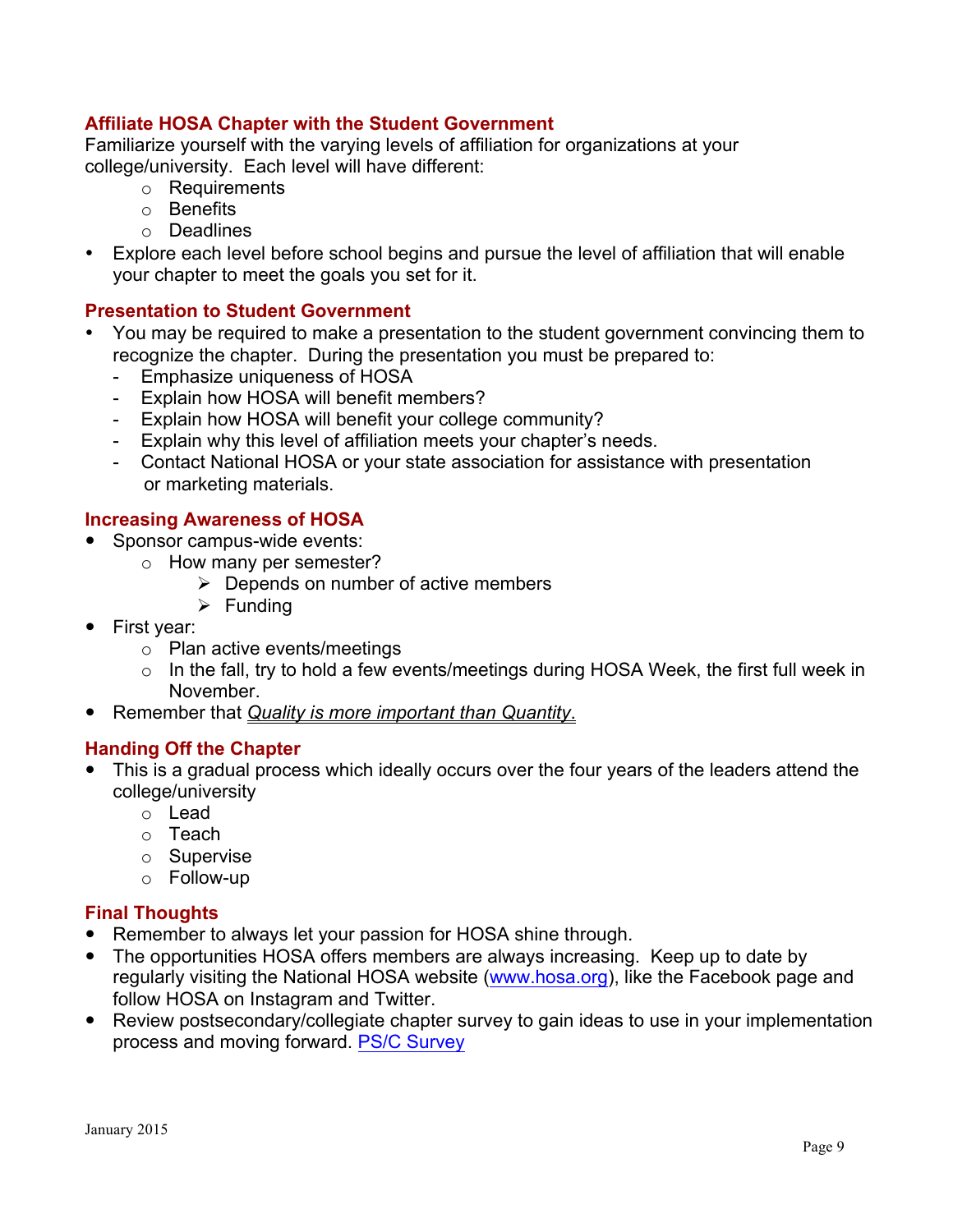### Affiliate HOSA Chapter with the Student Government

Familiarize yourself with the varying levels of affiliation for organizations at your college/university. Each level will have different:

- Requirements
- Benefits
- Deadlines

- Explore each level before school begins and pursue the level of affiliation that will enable your chapter to meet the goals you set for it.

### Presentation to Student Government

- You may be required to make a presentation to the student government convincing them to recognize the chapter. During the presentation you must be prepared to:
  - Emphasize uniqueness of HOSA
  - Explain how HOSA will benefit members?
  - Explain how HOSA will benefit your college community?
  - Explain why this level of affiliation meets your chapter's needs.
  - Contact National HOSA or your state association for assistance with presentation or marketing materials.

### Increasing Awareness of HOSA

- Sponsor campus-wide events:
  - How many per semester?
    - Depends on number of active members
    - Funding
- First year:
  - Plan active events/meetings
  - In the fall, try to hold a few events/meetings during HOSA Week, the first full week in November.
- Remember that *Quality is more important than Quantity*.

### Handing Off the Chapter

- This is a gradual process which ideally occurs over the four years of the leaders attend the college/university
  - Lead
  - Teach
  - Supervise
  - Follow-up

### Final Thoughts

- Remember to always let your passion for HOSA shine through.
- The opportunities HOSA offers members are always increasing. Keep up to date by regularly visiting the National HOSA website ([www.hosa.org](http://www.hosa.org)), like the Facebook page and follow HOSA on Instagram and Twitter.
- Review postsecondary/collegiate chapter survey to gain ideas to use in your implementation process and moving forward. PS/C Survey

January 2015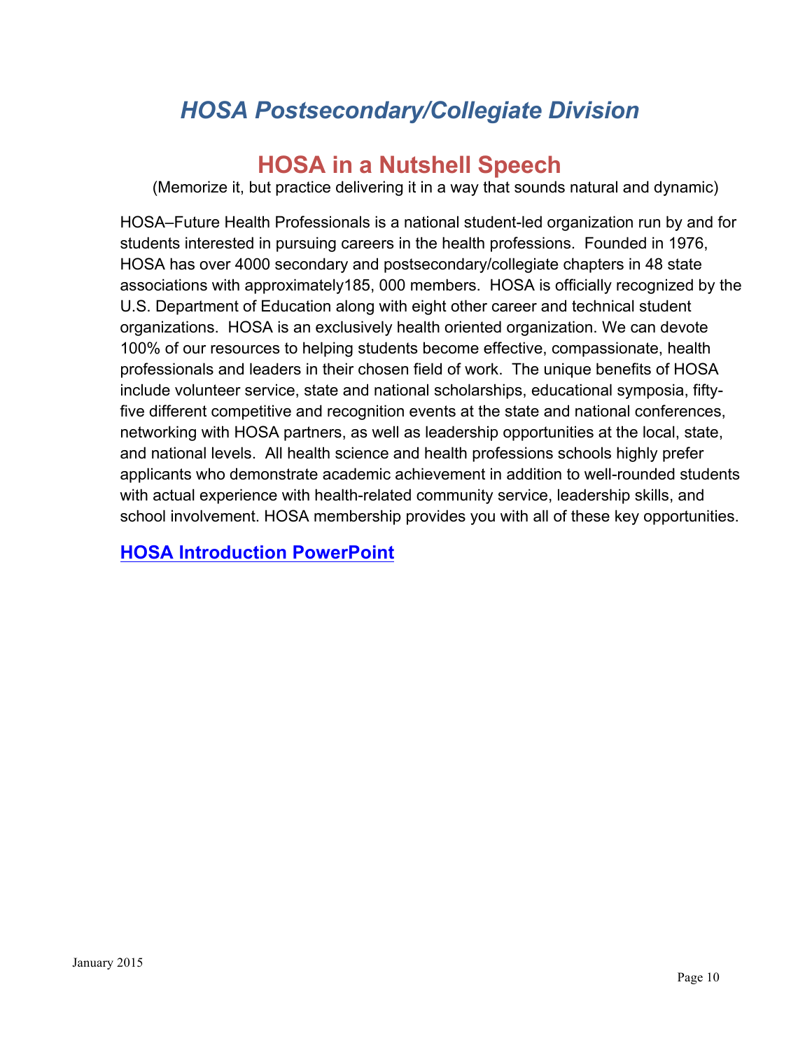# *HOSA Postsecondary/Collegiate Division*

## HOSA in a Nutshell Speech

(Memorize it, but practice delivering it in a way that sounds natural and dynamic)

HOSA–Future Health Professionals is a national student-led organization run by and for students interested in pursuing careers in the health professions. Founded in 1976, HOSA has over 4000 secondary and postsecondary/collegiate chapters in 48 state associations with approximately185, 000 members. HOSA is officially recognized by the U.S. Department of Education along with eight other career and technical student organizations. HOSA is an exclusively health oriented organization. We can devote 100% of our resources to helping students become effective, compassionate, health professionals and leaders in their chosen field of work. The unique benefits of HOSA include volunteer service, state and national scholarships, educational symposia, fifty-five different competitive and recognition events at the state and national conferences, networking with HOSA partners, as well as leadership opportunities at the local, state, and national levels. All health science and health professions schools highly prefer applicants who demonstrate academic achievement in addition to well-rounded students with actual experience with health-related community service, leadership skills, and school involvement. HOSA membership provides you with all of these key opportunities.

**HOSA Introduction PowerPoint**

January 2015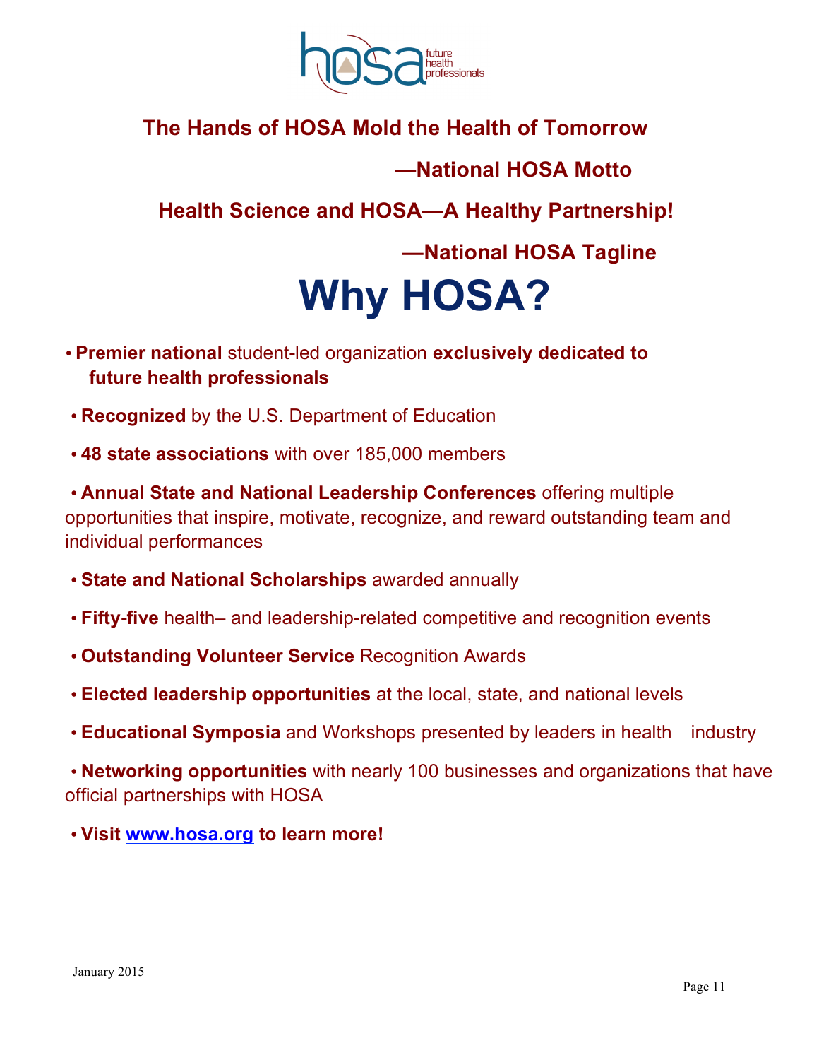**The Hands of HOSA Mold the Health of Tomorrow**

**—National HOSA Motto**

**Health Science and HOSA—A Healthy Partnership!**

**—National HOSA Tagline**

# Why HOSA?

- **Premier national** student-led organization **exclusively dedicated to future health professionals**
- **Recognized** by the U.S. Department of Education
- **48 state associations** with over 185,000 members
- **Annual State and National Leadership Conferences** offering multiple opportunities that inspire, motivate, recognize, and reward outstanding team and individual performances
- **State and National Scholarships** awarded annually
- **Fifty-five** health– and leadership-related competitive and recognition events
- **Outstanding Volunteer Service** Recognition Awards
- **Elected leadership opportunities** at the local, state, and national levels
- **Educational Symposia** and Workshops presented by leaders in health industry
- **Networking opportunities** with nearly 100 businesses and organizations that have official partnerships with HOSA
- **Visit [www.hosa.org](http://www.hosa.org) to learn more!**

January 2015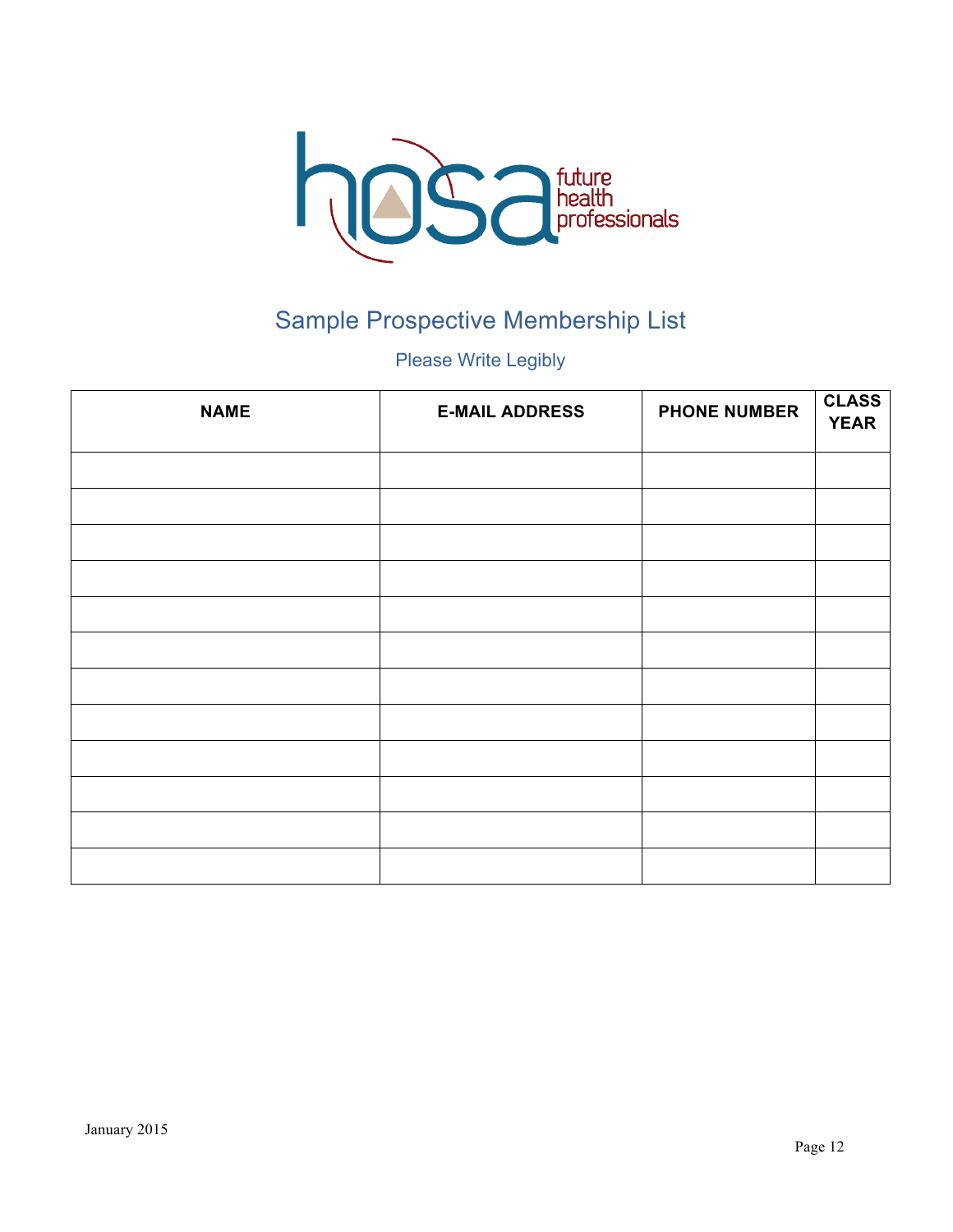# Sample Prospective Membership List

Please Write Legibly

| NAME | E-MAIL ADDRESS | PHONE NUMBER | CLASS YEAR |
|---|---|---|---|
| | | | |
| | | | |
| | | | |
| | | | |
| | | | |
| | | | |
| | | | |
| | | | |
| | | | |
| | | | |
| | | | |
| | | | |

January 2015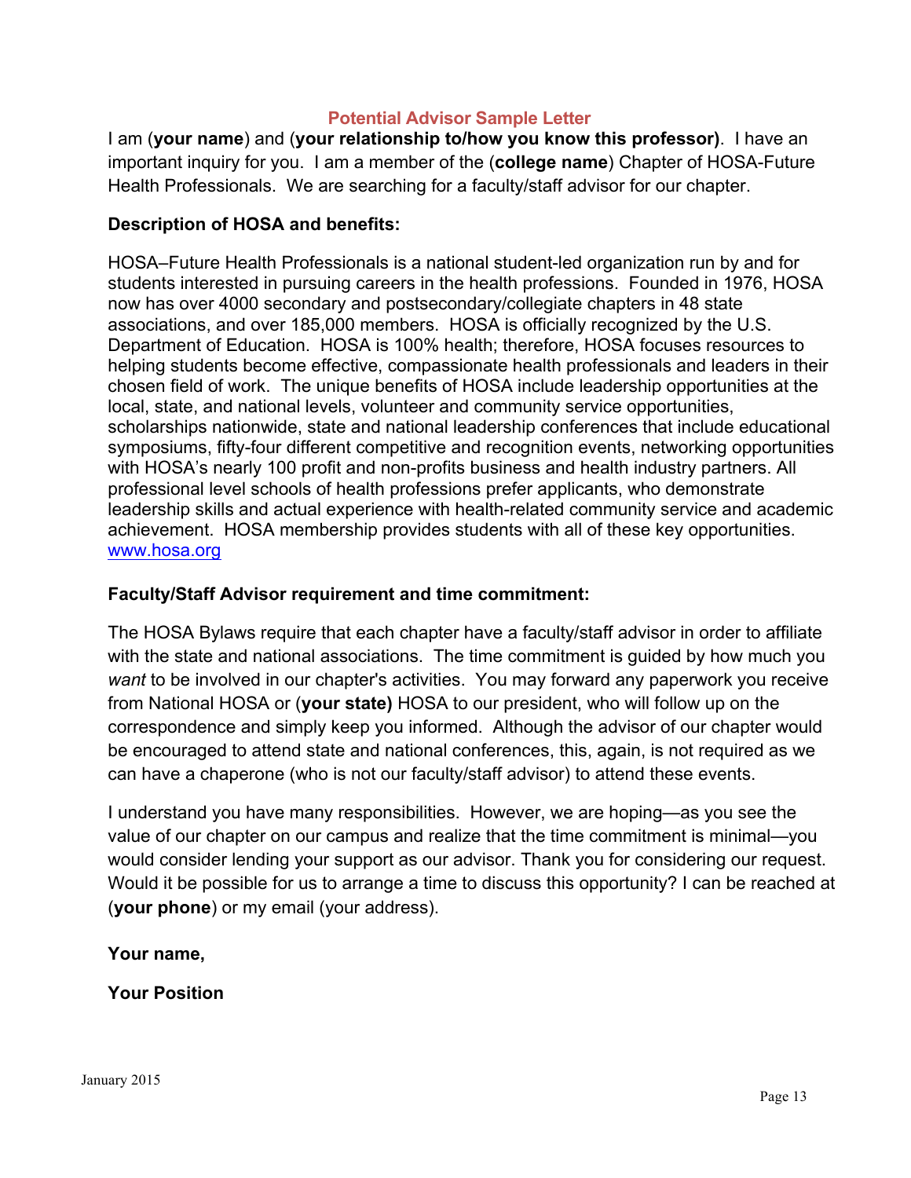## Potential Advisor Sample Letter

I am (**your name**) and (**your relationship to/how you know this professor)**. I have an important inquiry for you. I am a member of the (**college name**) Chapter of HOSA-Future Health Professionals. We are searching for a faculty/staff advisor for our chapter.

**Description of HOSA and benefits:**

HOSA–Future Health Professionals is a national student-led organization run by and for students interested in pursuing careers in the health professions. Founded in 1976, HOSA now has over 4000 secondary and postsecondary/collegiate chapters in 48 state associations, and over 185,000 members. HOSA is officially recognized by the U.S. Department of Education. HOSA is 100% health; therefore, HOSA focuses resources to helping students become effective, compassionate health professionals and leaders in their chosen field of work. The unique benefits of HOSA include leadership opportunities at the local, state, and national levels, volunteer and community service opportunities, scholarships nationwide, state and national leadership conferences that include educational symposiums, fifty-four different competitive and recognition events, networking opportunities with HOSA's nearly 100 profit and non-profits business and health industry partners. All professional level schools of health professions prefer applicants, who demonstrate leadership skills and actual experience with health-related community service and academic achievement. HOSA membership provides students with all of these key opportunities. [www.hosa.org](http://www.hosa.org)

**Faculty/Staff Advisor requirement and time commitment:**

The HOSA Bylaws require that each chapter have a faculty/staff advisor in order to affiliate with the state and national associations. The time commitment is guided by how much you *want* to be involved in our chapter's activities. You may forward any paperwork you receive from National HOSA or (**your state)** HOSA to our president, who will follow up on the correspondence and simply keep you informed. Although the advisor of our chapter would be encouraged to attend state and national conferences, this, again, is not required as we can have a chaperone (who is not our faculty/staff advisor) to attend these events.

I understand you have many responsibilities. However, we are hoping—as you see the value of our chapter on our campus and realize that the time commitment is minimal—you would consider lending your support as our advisor. Thank you for considering our request. Would it be possible for us to arrange a time to discuss this opportunity? I can be reached at (**your phone**) or my email (your address).

**Your name,**

**Your Position**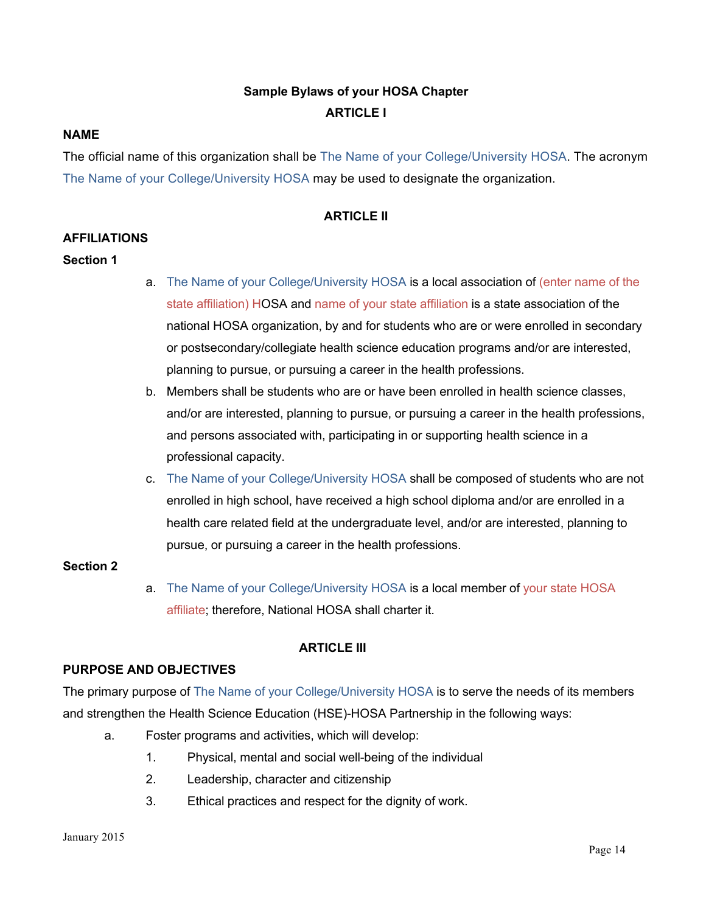**Sample Bylaws of your HOSA Chapter**

**ARTICLE I**

**NAME**

The official name of this organization shall be The Name of your College/University HOSA. The acronym The Name of your College/University HOSA may be used to designate the organization.

**ARTICLE II**

**AFFILIATIONS**

**Section 1**

a. The Name of your College/University HOSA is a local association of (enter name of the state affiliation) HOSA and name of your state affiliation is a state association of the national HOSA organization, by and for students who are or were enrolled in secondary or postsecondary/collegiate health science education programs and/or are interested, planning to pursue, or pursuing a career in the health professions.

b. Members shall be students who are or have been enrolled in health science classes, and/or are interested, planning to pursue, or pursuing a career in the health professions, and persons associated with, participating in or supporting health science in a professional capacity.

c. The Name of your College/University HOSA shall be composed of students who are not enrolled in high school, have received a high school diploma and/or are enrolled in a health care related field at the undergraduate level, and/or are interested, planning to pursue, or pursuing a career in the health professions.

**Section 2**

a. The Name of your College/University HOSA is a local member of your state HOSA affiliate; therefore, National HOSA shall charter it.

**ARTICLE III**

**PURPOSE AND OBJECTIVES**

The primary purpose of The Name of your College/University HOSA is to serve the needs of its members and strengthen the Health Science Education (HSE)-HOSA Partnership in the following ways:

a. Foster programs and activities, which will develop:
   1. Physical, mental and social well-being of the individual
   2. Leadership, character and citizenship
   3. Ethical practices and respect for the dignity of work.

January 2015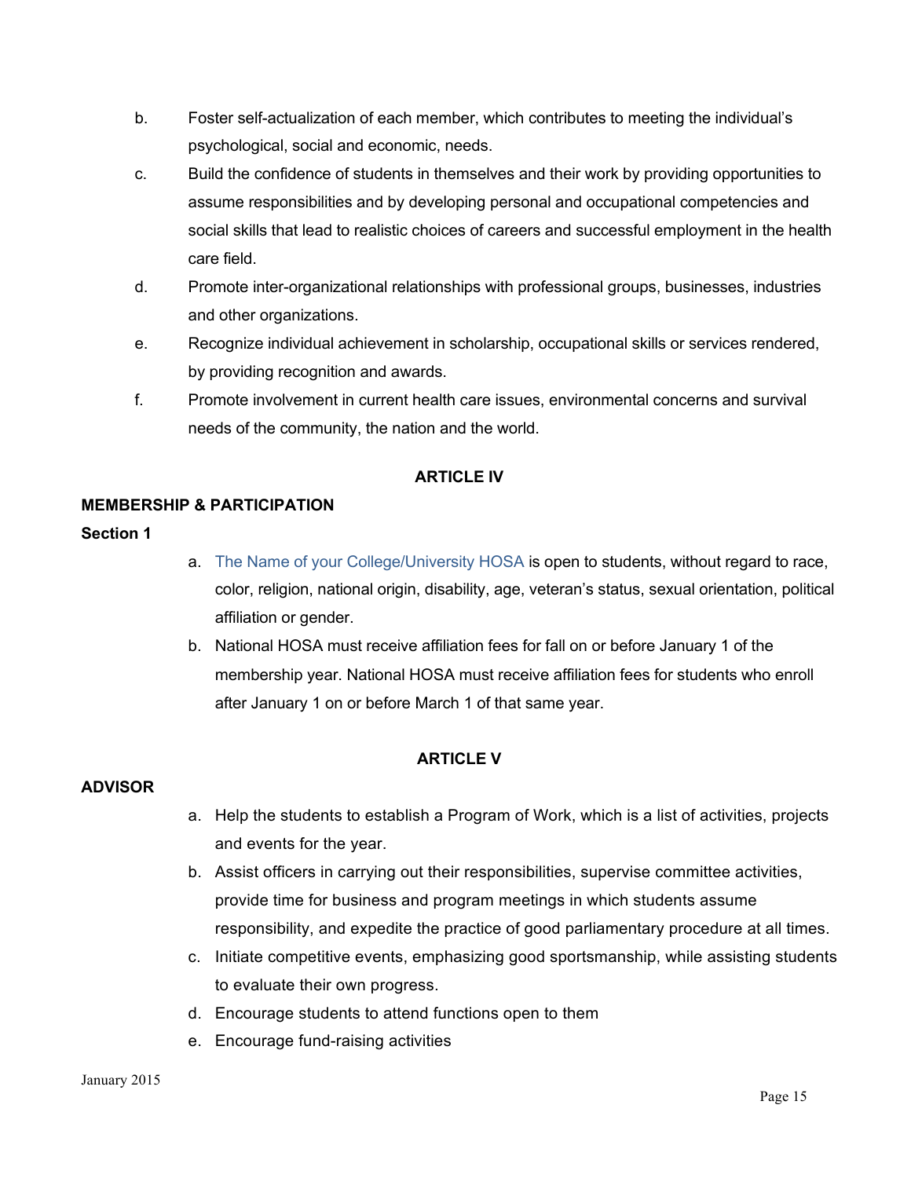b. Foster self-actualization of each member, which contributes to meeting the individual's psychological, social and economic, needs.

c. Build the confidence of students in themselves and their work by providing opportunities to assume responsibilities and by developing personal and occupational competencies and social skills that lead to realistic choices of careers and successful employment in the health care field.

d. Promote inter-organizational relationships with professional groups, businesses, industries and other organizations.

e. Recognize individual achievement in scholarship, occupational skills or services rendered, by providing recognition and awards.

f. Promote involvement in current health care issues, environmental concerns and survival needs of the community, the nation and the world.

**ARTICLE IV**

**MEMBERSHIP & PARTICIPATION**

**Section 1**

a. The Name of your College/University HOSA is open to students, without regard to race, color, religion, national origin, disability, age, veteran's status, sexual orientation, political affiliation or gender.

b. National HOSA must receive affiliation fees for fall on or before January 1 of the membership year. National HOSA must receive affiliation fees for students who enroll after January 1 on or before March 1 of that same year.

**ARTICLE V**

**ADVISOR**

a. Help the students to establish a Program of Work, which is a list of activities, projects and events for the year.

b. Assist officers in carrying out their responsibilities, supervise committee activities, provide time for business and program meetings in which students assume responsibility, and expedite the practice of good parliamentary procedure at all times.

c. Initiate competitive events, emphasizing good sportsmanship, while assisting students to evaluate their own progress.

d. Encourage students to attend functions open to them

e. Encourage fund-raising activities

January 2015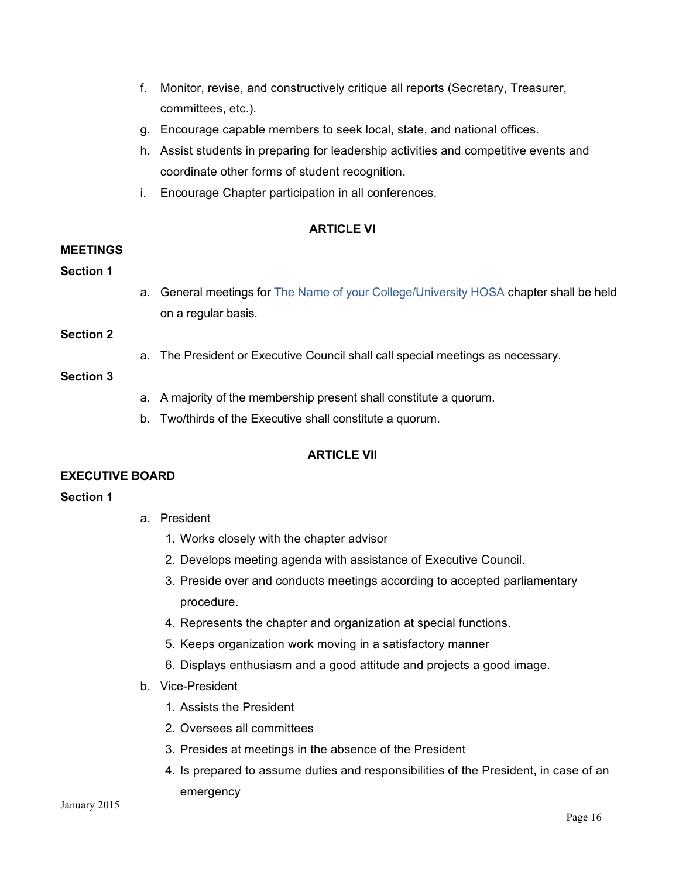f. Monitor, revise, and constructively critique all reports (Secretary, Treasurer, committees, etc.).
g. Encourage capable members to seek local, state, and national offices.
h. Assist students in preparing for leadership activities and competitive events and coordinate other forms of student recognition.
i. Encourage Chapter participation in all conferences.

## ARTICLE VI

**MEETINGS**

**Section 1**

a. General meetings for The Name of your College/University HOSA chapter shall be held on a regular basis.

**Section 2**

a. The President or Executive Council shall call special meetings as necessary.

**Section 3**

a. A majority of the membership present shall constitute a quorum.
b. Two/thirds of the Executive shall constitute a quorum.

## ARTICLE VII

**EXECUTIVE BOARD**

**Section 1**

a. President
   1. Works closely with the chapter advisor
   2. Develops meeting agenda with assistance of Executive Council.
   3. Preside over and conducts meetings according to accepted parliamentary procedure.
   4. Represents the chapter and organization at special functions.
   5. Keeps organization work moving in a satisfactory manner
   6. Displays enthusiasm and a good attitude and projects a good image.
b. Vice-President
   1. Assists the President
   2. Oversees all committees
   3. Presides at meetings in the absence of the President
   4. Is prepared to assume duties and responsibilities of the President, in case of an emergency

January 2015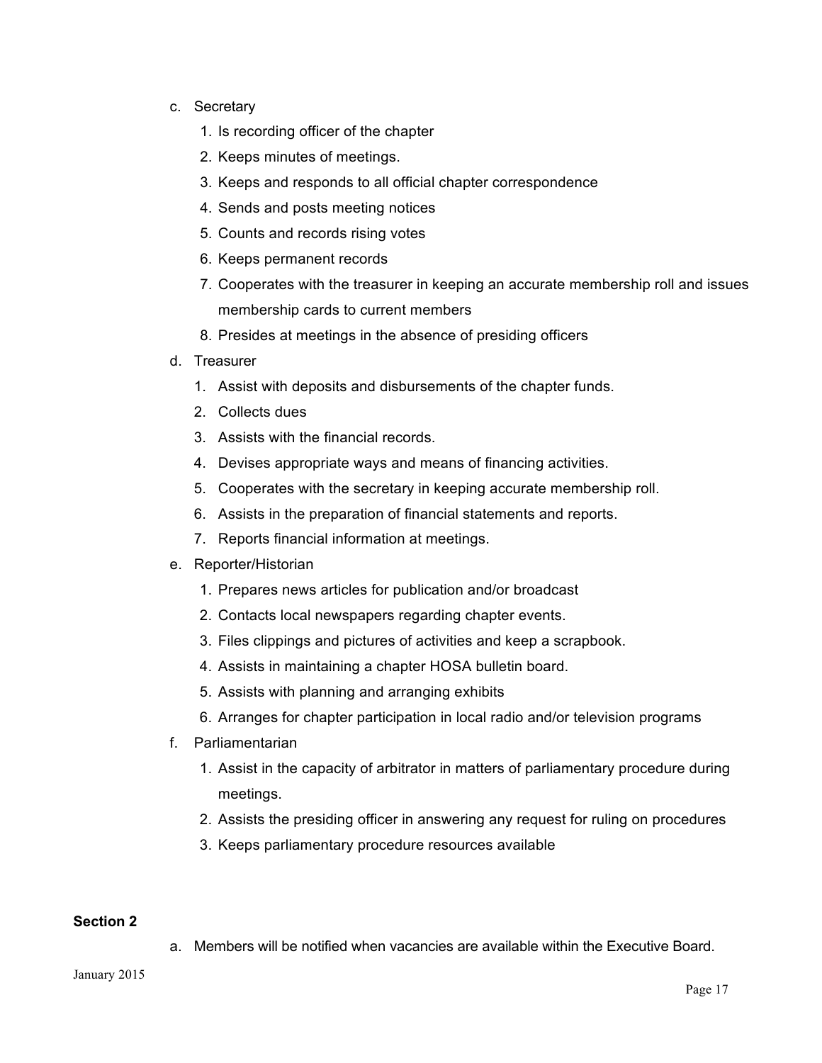c. Secretary
   1. Is recording officer of the chapter
   2. Keeps minutes of meetings.
   3. Keeps and responds to all official chapter correspondence
   4. Sends and posts meeting notices
   5. Counts and records rising votes
   6. Keeps permanent records
   7. Cooperates with the treasurer in keeping an accurate membership roll and issues membership cards to current members
   8. Presides at meetings in the absence of presiding officers

d. Treasurer
   1. Assist with deposits and disbursements of the chapter funds.
   2. Collects dues
   3. Assists with the financial records.
   4. Devises appropriate ways and means of financing activities.
   5. Cooperates with the secretary in keeping accurate membership roll.
   6. Assists in the preparation of financial statements and reports.
   7. Reports financial information at meetings.

e. Reporter/Historian
   1. Prepares news articles for publication and/or broadcast
   2. Contacts local newspapers regarding chapter events.
   3. Files clippings and pictures of activities and keep a scrapbook.
   4. Assists in maintaining a chapter HOSA bulletin board.
   5. Assists with planning and arranging exhibits
   6. Arranges for chapter participation in local radio and/or television programs

f. Parliamentarian
   1. Assist in the capacity of arbitrator in matters of parliamentary procedure during meetings.
   2. Assists the presiding officer in answering any request for ruling on procedures
   3. Keeps parliamentary procedure resources available

**Section 2**

a. Members will be notified when vacancies are available within the Executive Board.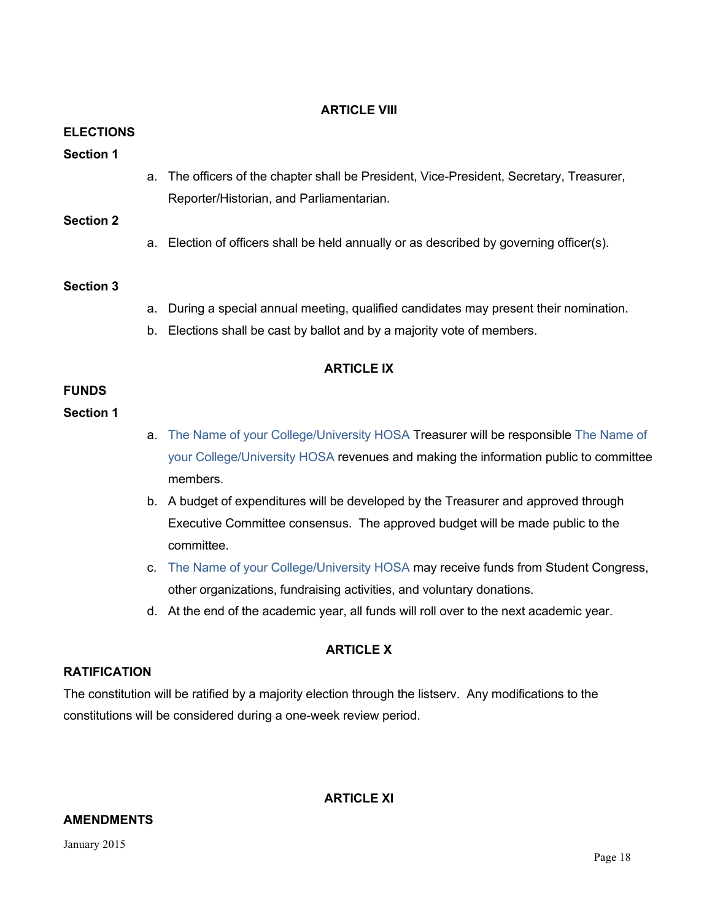## ARTICLE VIII

**ELECTIONS**

**Section 1**

a. The officers of the chapter shall be President, Vice-President, Secretary, Treasurer, Reporter/Historian, and Parliamentarian.

**Section 2**

a. Election of officers shall be held annually or as described by governing officer(s).

**Section 3**

a. During a special annual meeting, qualified candidates may present their nomination.
b. Elections shall be cast by ballot and by a majority vote of members.

## ARTICLE IX

**FUNDS**

**Section 1**

a. The Name of your College/University HOSA Treasurer will be responsible The Name of your College/University HOSA revenues and making the information public to committee members.
b. A budget of expenditures will be developed by the Treasurer and approved through Executive Committee consensus. The approved budget will be made public to the committee.
c. The Name of your College/University HOSA may receive funds from Student Congress, other organizations, fundraising activities, and voluntary donations.
d. At the end of the academic year, all funds will roll over to the next academic year.

## ARTICLE X

**RATIFICATION**

The constitution will be ratified by a majority election through the listserv. Any modifications to the constitutions will be considered during a one-week review period.

## ARTICLE XI

**AMENDMENTS**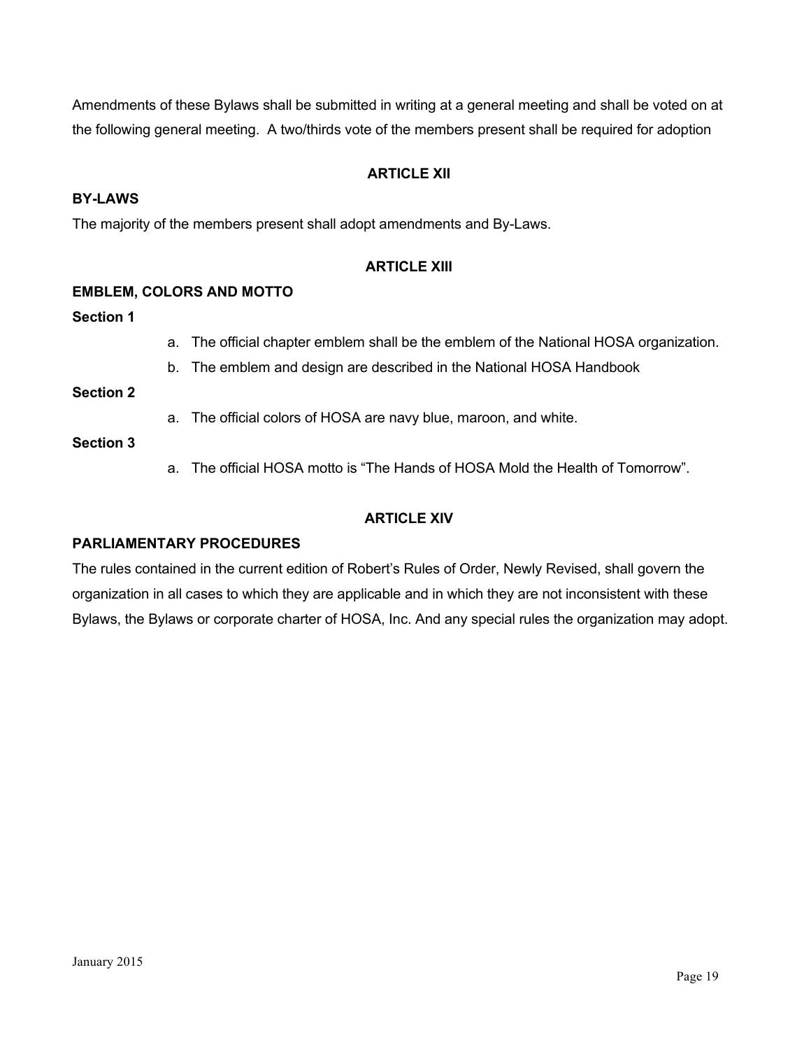Amendments of these Bylaws shall be submitted in writing at a general meeting and shall be voted on at the following general meeting. A two/thirds vote of the members present shall be required for adoption

## ARTICLE XII

**BY-LAWS**

The majority of the members present shall adopt amendments and By-Laws.

## ARTICLE XIII

**EMBLEM, COLORS AND MOTTO**

**Section 1**

a. The official chapter emblem shall be the emblem of the National HOSA organization.
b. The emblem and design are described in the National HOSA Handbook

**Section 2**

a. The official colors of HOSA are navy blue, maroon, and white.

**Section 3**

a. The official HOSA motto is "The Hands of HOSA Mold the Health of Tomorrow".

## ARTICLE XIV

**PARLIAMENTARY PROCEDURES**

The rules contained in the current edition of Robert's Rules of Order, Newly Revised, shall govern the organization in all cases to which they are applicable and in which they are not inconsistent with these Bylaws, the Bylaws or corporate charter of HOSA, Inc. And any special rules the organization may adopt.

January 2015